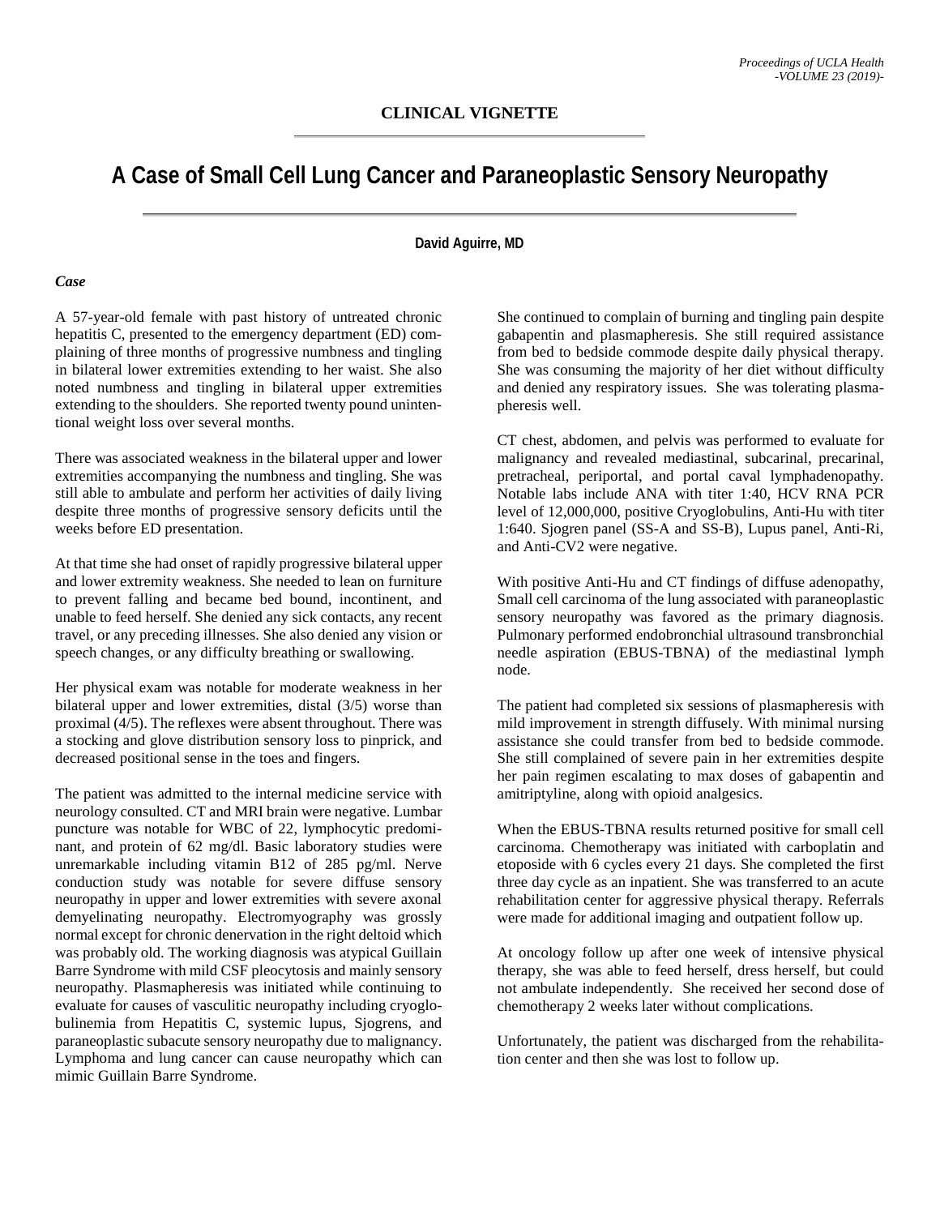## CLINICAL VIGNETTE

# A Case of Small Cell Lung Cancer and Paraneoplastic Sensory Neuropathy

**David Aguirre, MD**

### *Case*

A 57-year-old female with past history of untreated chronic hepatitis C, presented to the emergency department (ED) complaining of three months of progressive numbness and tingling in bilateral lower extremities extending to her waist. She also noted numbness and tingling in bilateral upper extremities extending to the shoulders. She reported twenty pound unintentional weight loss over several months.

There was associated weakness in the bilateral upper and lower extremities accompanying the numbness and tingling. She was still able to ambulate and perform her activities of daily living despite three months of progressive sensory deficits until the weeks before ED presentation.

At that time she had onset of rapidly progressive bilateral upper and lower extremity weakness. She needed to lean on furniture to prevent falling and became bed bound, incontinent, and unable to feed herself. She denied any sick contacts, any recent travel, or any preceding illnesses. She also denied any vision or speech changes, or any difficulty breathing or swallowing.

Her physical exam was notable for moderate weakness in her bilateral upper and lower extremities, distal (3/5) worse than proximal (4/5). The reflexes were absent throughout. There was a stocking and glove distribution sensory loss to pinprick, and decreased positional sense in the toes and fingers.

The patient was admitted to the internal medicine service with neurology consulted. CT and MRI brain were negative. Lumbar puncture was notable for WBC of 22, lymphocytic predominant, and protein of 62 mg/dl. Basic laboratory studies were unremarkable including vitamin B12 of 285 pg/ml. Nerve conduction study was notable for severe diffuse sensory neuropathy in upper and lower extremities with severe axonal demyelinating neuropathy. Electromyography was grossly normal except for chronic denervation in the right deltoid which was probably old. The working diagnosis was atypical Guillain Barre Syndrome with mild CSF pleocytosis and mainly sensory neuropathy. Plasmapheresis was initiated while continuing to evaluate for causes of vasculitic neuropathy including cryoglobulinemia from Hepatitis C, systemic lupus, Sjogrens, and paraneoplastic subacute sensory neuropathy due to malignancy. Lymphoma and lung cancer can cause neuropathy which can mimic Guillain Barre Syndrome.

She continued to complain of burning and tingling pain despite gabapentin and plasmapheresis. She still required assistance from bed to bedside commode despite daily physical therapy. She was consuming the majority of her diet without difficulty and denied any respiratory issues. She was tolerating plasmapheresis well.

CT chest, abdomen, and pelvis was performed to evaluate for malignancy and revealed mediastinal, subcarinal, precarinal, pretracheal, periportal, and portal caval lymphadenopathy. Notable labs include ANA with titer 1:40, HCV RNA PCR level of 12,000,000, positive Cryoglobulins, Anti-Hu with titer 1:640. Sjogren panel (SS-A and SS-B), Lupus panel, Anti-Ri, and Anti-CV2 were negative.

With positive Anti-Hu and CT findings of diffuse adenopathy, Small cell carcinoma of the lung associated with paraneoplastic sensory neuropathy was favored as the primary diagnosis. Pulmonary performed endobronchial ultrasound transbronchial needle aspiration (EBUS-TBNA) of the mediastinal lymph node.

The patient had completed six sessions of plasmapheresis with mild improvement in strength diffusely. With minimal nursing assistance she could transfer from bed to bedside commode. She still complained of severe pain in her extremities despite her pain regimen escalating to max doses of gabapentin and amitriptyline, along with opioid analgesics.

When the EBUS-TBNA results returned positive for small cell carcinoma. Chemotherapy was initiated with carboplatin and etoposide with 6 cycles every 21 days. She completed the first three day cycle as an inpatient. She was transferred to an acute rehabilitation center for aggressive physical therapy. Referrals were made for additional imaging and outpatient follow up.

At oncology follow up after one week of intensive physical therapy, she was able to feed herself, dress herself, but could not ambulate independently. She received her second dose of chemotherapy 2 weeks later without complications.

Unfortunately, the patient was discharged from the rehabilitation center and then she was lost to follow up.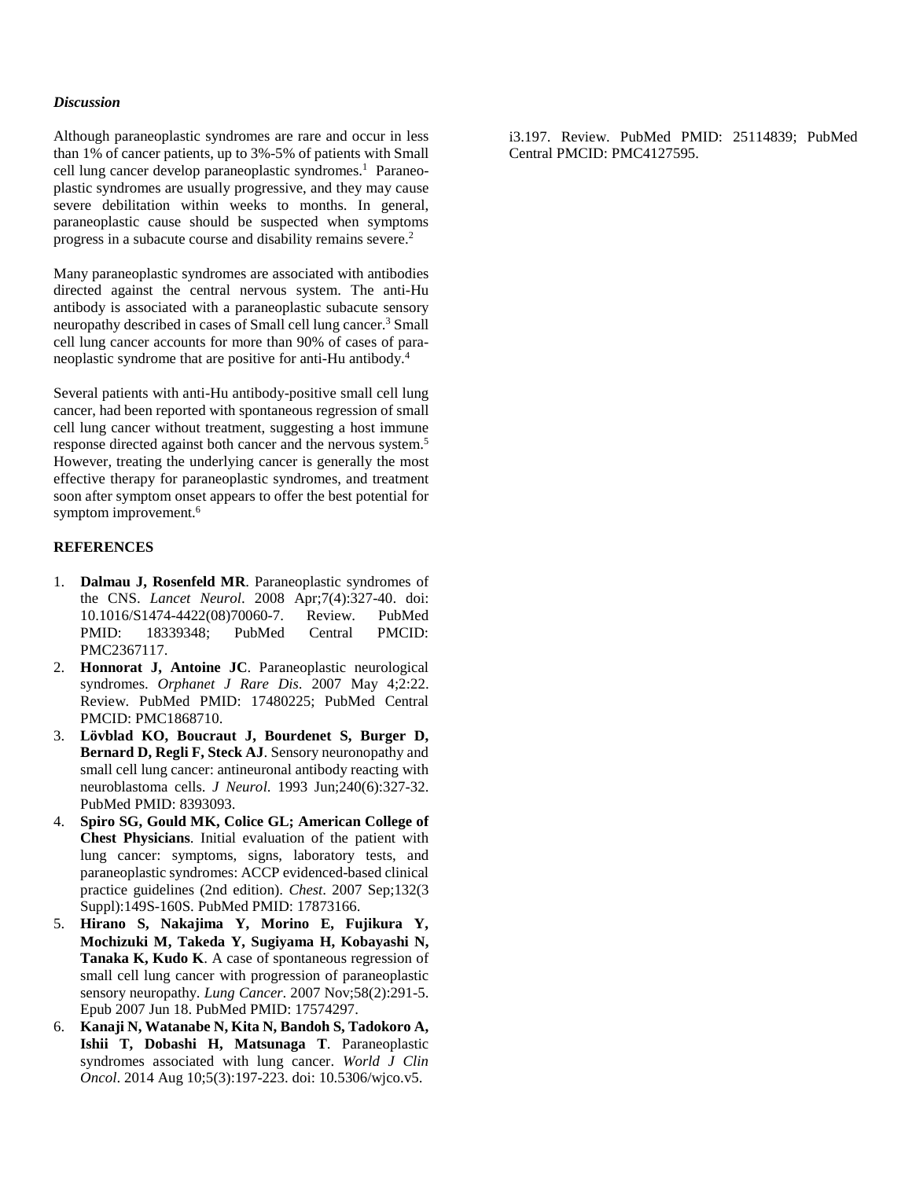### *Discussion*

Although paraneoplastic syndromes are rare and occur in less than 1% of cancer patients, up to 3%-5% of patients with Small cell lung cancer develop paraneoplastic syndromes.[1] Paraneoplastic syndromes are usually progressive, and they may cause severe debilitation within weeks to months. In general, paraneoplastic cause should be suspected when symptoms progress in a subacute course and disability remains severe.[2]

Many paraneoplastic syndromes are associated with antibodies directed against the central nervous system. The anti-Hu antibody is associated with a paraneoplastic subacute sensory neuropathy described in cases of Small cell lung cancer.[3] Small cell lung cancer accounts for more than 90% of cases of paraneoplastic syndrome that are positive for anti-Hu antibody.[4]

Several patients with anti-Hu antibody-positive small cell lung cancer, had been reported with spontaneous regression of small cell lung cancer without treatment, suggesting a host immune response directed against both cancer and the nervous system.[5] However, treating the underlying cancer is generally the most effective therapy for paraneoplastic syndromes, and treatment soon after symptom onset appears to offer the best potential for symptom improvement.[6]

## REFERENCES

1. **Dalmau J, Rosenfeld MR**. Paraneoplastic syndromes of the CNS. *Lancet Neurol*. 2008 Apr;7(4):327-40. doi: 10.1016/S1474-4422(08)70060-7. Review. PubMed PMID: 18339348; PubMed Central PMCID: PMC2367117.
2. **Honnorat J, Antoine JC**. Paraneoplastic neurological syndromes. *Orphanet J Rare Dis*. 2007 May 4;2:22. Review. PubMed PMID: 17480225; PubMed Central PMCID: PMC1868710.
3. **Lövblad KO, Boucraut J, Bourdenet S, Burger D, Bernard D, Regli F, Steck AJ**. Sensory neuronopathy and small cell lung cancer: antineuronal antibody reacting with neuroblastoma cells. *J Neurol*. 1993 Jun;240(6):327-32. PubMed PMID: 8393093.
4. **Spiro SG, Gould MK, Colice GL; American College of Chest Physicians**. Initial evaluation of the patient with lung cancer: symptoms, signs, laboratory tests, and paraneoplastic syndromes: ACCP evidenced-based clinical practice guidelines (2nd edition). *Chest*. 2007 Sep;132(3 Suppl):149S-160S. PubMed PMID: 17873166.
5. **Hirano S, Nakajima Y, Morino E, Fujikura Y, Mochizuki M, Takeda Y, Sugiyama H, Kobayashi N, Tanaka K, Kudo K**. A case of spontaneous regression of small cell lung cancer with progression of paraneoplastic sensory neuropathy. *Lung Cancer*. 2007 Nov;58(2):291-5. Epub 2007 Jun 18. PubMed PMID: 17574297.
6. **Kanaji N, Watanabe N, Kita N, Bandoh S, Tadokoro A, Ishii T, Dobashi H, Matsunaga T**. Paraneoplastic syndromes associated with lung cancer. *World J Clin Oncol*. 2014 Aug 10;5(3):197-223. doi: 10.5306/wjco.v5.i3.197. Review. PubMed PMID: 25114839; PubMed Central PMCID: PMC4127595.